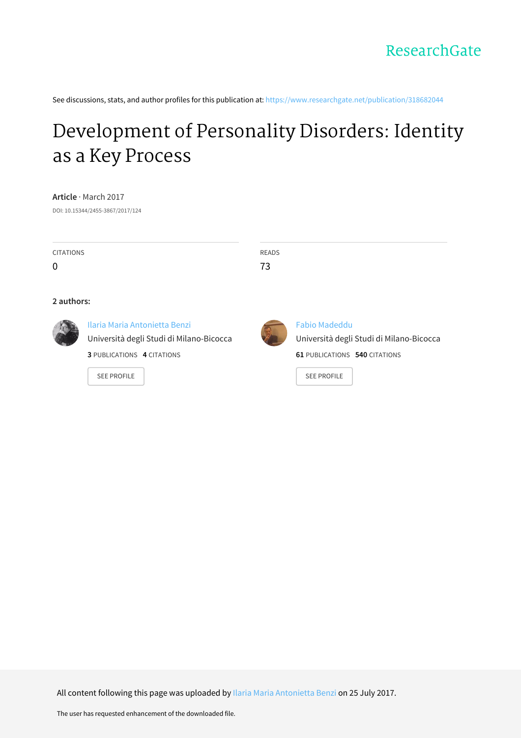ResearchGate

See discussions, stats, and author profiles for this publication at: https://www.researchgate.net/publication/318682044

# Development of Personality Disorders: Identity as a Key Process

**Article** · March 2017

DOI: 10.15344/2455-3867/2017/124

CITATIONS

0

READS

73

**2 authors:**

Ilaria Maria Antonietta Benzi
Università degli Studi di Milano-Bicocca
**3** PUBLICATIONS **4** CITATIONS

SEE PROFILE

Fabio Madeddu
Università degli Studi di Milano-Bicocca
**61** PUBLICATIONS **540** CITATIONS

SEE PROFILE

All content following this page was uploaded by Ilaria Maria Antonietta Benzi on 25 July 2017.

The user has requested enhancement of the downloaded file.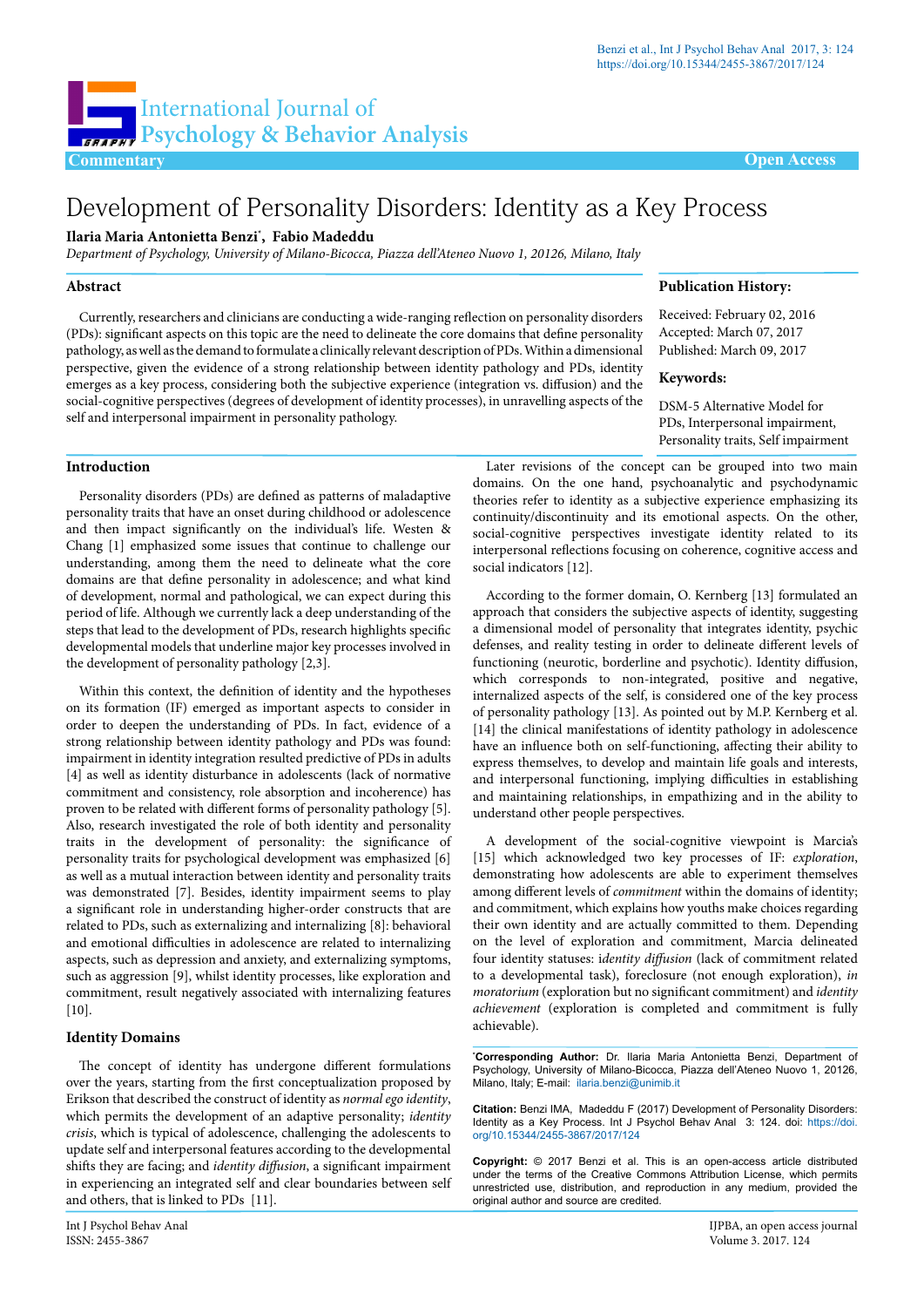# Development of Personality Disorders: Identity as a Key Process

**Ilaria Maria Antonietta Benzi*, Fabio Madeddu**

*Department of Psychology, University of Milano-Bicocca, Piazza dell'Ateneo Nuovo 1, 20126, Milano, Italy*

Commentary | Open Access

## Abstract

Currently, researchers and clinicians are conducting a wide-ranging reflection on personality disorders (PDs): significant aspects on this topic are the need to delineate the core domains that define personality pathology, as well as the demand to formulate a clinically relevant description of PDs. Within a dimensional perspective, given the evidence of a strong relationship between identity pathology and PDs, identity emerges as a key process, considering both the subjective experience (integration vs. diffusion) and the social-cognitive perspectives (degrees of development of identity processes), in unravelling aspects of the self and interpersonal impairment in personality pathology.

### Publication History:

Received: February 02, 2016
Accepted: March 07, 2017
Published: March 09, 2017

### Keywords:

DSM-5 Alternative Model for PDs, Interpersonal impairment, Personality traits, Self impairment

## Introduction

Personality disorders (PDs) are defined as patterns of maladaptive personality traits that have an onset during childhood or adolescence and then impact significantly on the individual's life. Westen & Chang [1] emphasized some issues that continue to challenge our understanding, among them the need to delineate what the core domains are that define personality in adolescence; and what kind of development, normal and pathological, we can expect during this period of life. Although we currently lack a deep understanding of the steps that lead to the development of PDs, research highlights specific developmental models that underline major key processes involved in the development of personality pathology [2,3].

Within this context, the definition of identity and the hypotheses on its formation (IF) emerged as important aspects to consider in order to deepen the understanding of PDs. In fact, evidence of a strong relationship between identity pathology and PDs was found: impairment in identity integration resulted predictive of PDs in adults [4] as well as identity disturbance in adolescents (lack of normative commitment and consistency, role absorption and incoherence) has proven to be related with different forms of personality pathology [5]. Also, research investigated the role of both identity and personality traits in the development of personality: the significance of personality traits for psychological development was emphasized [6] as well as a mutual interaction between identity and personality traits was demonstrated [7]. Besides, identity impairment seems to play a significant role in understanding higher-order constructs that are related to PDs, such as externalizing and internalizing [8]: behavioral and emotional difficulties in adolescence are related to internalizing aspects, such as depression and anxiety, and externalizing symptoms, such as aggression [9], whilst identity processes, like exploration and commitment, result negatively associated with internalizing features [10].

## Identity Domains

The concept of identity has undergone different formulations over the years, starting from the first conceptualization proposed by Erikson that described the construct of identity as *normal ego identity*, which permits the development of an adaptive personality; *identity crisis*, which is typical of adolescence, challenging the adolescents to update self and interpersonal features according to the developmental shifts they are facing; and *identity diffusion*, a significant impairment in experiencing an integrated self and clear boundaries between self and others, that is linked to PDs [11].

Later revisions of the concept can be grouped into two main domains. On the one hand, psychoanalytic and psychodynamic theories refer to identity as a subjective experience emphasizing its continuity/discontinuity and its emotional aspects. On the other, social-cognitive perspectives investigate identity related to its interpersonal reflections focusing on coherence, cognitive access and social indicators [12].

According to the former domain, O. Kernberg [13] formulated an approach that considers the subjective aspects of identity, suggesting a dimensional model of personality that integrates identity, psychic defenses, and reality testing in order to delineate different levels of functioning (neurotic, borderline and psychotic). Identity diffusion, which corresponds to non-integrated, positive and negative, internalized aspects of the self, is considered one of the key process of personality pathology [13]. As pointed out by M.P. Kernberg et al. [14] the clinical manifestations of identity pathology in adolescence have an influence both on self-functioning, affecting their ability to express themselves, to develop and maintain life goals and interests, and interpersonal functioning, implying difficulties in establishing and maintaining relationships, in empathizing and in the ability to understand other people perspectives.

A development of the social-cognitive viewpoint is Marcia's [15] which acknowledged two key processes of IF: *exploration*, demonstrating how adolescents are able to experiment themselves among different levels of *commitment* within the domains of identity; and commitment, which explains how youths make choices regarding their own identity and are actually committed to them. Depending on the level of exploration and commitment, Marcia delineated four identity statuses: i*dentity diffusion* (lack of commitment related to a developmental task), foreclosure (not enough exploration), *in moratorium* (exploration but no significant commitment) and *identity achievement* (exploration is completed and commitment is fully achievable).

***Corresponding Author:** Dr. Ilaria Maria Antonietta Benzi, Department of Psychology, University of Milano-Bicocca, Piazza dell'Ateneo Nuovo 1, 20126, Milano, Italy; E-mail: ilaria.benzi@unimib.it

**Citation:** Benzi IMA, Madeddu F (2017) Development of Personality Disorders: Identity as a Key Process. Int J Psychol Behav Anal 3: 124. doi: https://doi.org/10.15344/2455-3867/2017/124

**Copyright:** © 2017 Benzi et al. This is an open-access article distributed under the terms of the Creative Commons Attribution License, which permits unrestricted use, distribution, and reproduction in any medium, provided the original author and source are credited.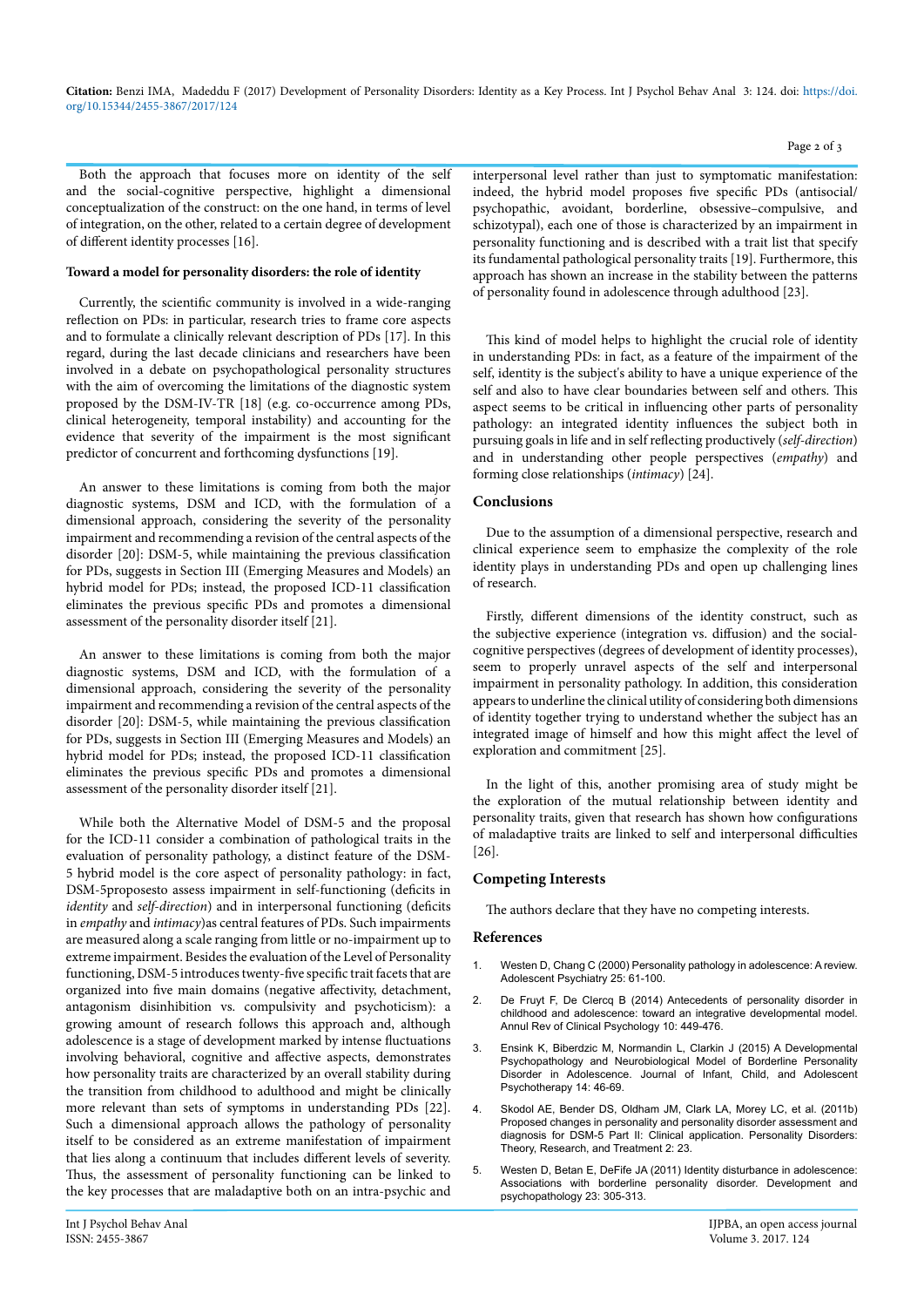Both the approach that focuses more on identity of the self and the social-cognitive perspective, highlight a dimensional conceptualization of the construct: on the one hand, in terms of level of integration, on the other, related to a certain degree of development of different identity processes [16].

**Toward a model for personality disorders: the role of identity**

Currently, the scientific community is involved in a wide-ranging reflection on PDs: in particular, research tries to frame core aspects and to formulate a clinically relevant description of PDs [17]. In this regard, during the last decade clinicians and researchers have been involved in a debate on psychopathological personality structures with the aim of overcoming the limitations of the diagnostic system proposed by the DSM-IV-TR [18] (e.g. co-occurrence among PDs, clinical heterogeneity, temporal instability) and accounting for the evidence that severity of the impairment is the most significant predictor of concurrent and forthcoming dysfunctions [19].

An answer to these limitations is coming from both the major diagnostic systems, DSM and ICD, with the formulation of a dimensional approach, considering the severity of the personality impairment and recommending a revision of the central aspects of the disorder [20]: DSM-5, while maintaining the previous classification for PDs, suggests in Section III (Emerging Measures and Models) an hybrid model for PDs; instead, the proposed ICD-11 classification eliminates the previous specific PDs and promotes a dimensional assessment of the personality disorder itself [21].

An answer to these limitations is coming from both the major diagnostic systems, DSM and ICD, with the formulation of a dimensional approach, considering the severity of the personality impairment and recommending a revision of the central aspects of the disorder [20]: DSM-5, while maintaining the previous classification for PDs, suggests in Section III (Emerging Measures and Models) an hybrid model for PDs; instead, the proposed ICD-11 classification eliminates the previous specific PDs and promotes a dimensional assessment of the personality disorder itself [21].

While both the Alternative Model of DSM-5 and the proposal for the ICD-11 consider a combination of pathological traits in the evaluation of personality pathology, a distinct feature of the DSM-5 hybrid model is the core aspect of personality pathology: in fact, DSM-5proposesto assess impairment in self-functioning (deficits in *identity* and *self-direction*) and in interpersonal functioning (deficits in *empathy* and *intimacy*)as central features of PDs. Such impairments are measured along a scale ranging from little or no-impairment up to extreme impairment. Besides the evaluation of the Level of Personality functioning, DSM-5 introduces twenty-five specific trait facets that are organized into five main domains (negative affectivity, detachment, antagonism disinhibition vs. compulsivity and psychoticism): a growing amount of research follows this approach and, although adolescence is a stage of development marked by intense fluctuations involving behavioral, cognitive and affective aspects, demonstrates how personality traits are characterized by an overall stability during the transition from childhood to adulthood and might be clinically more relevant than sets of symptoms in understanding PDs [22]. Such a dimensional approach allows the pathology of personality itself to be considered as an extreme manifestation of impairment that lies along a continuum that includes different levels of severity. Thus, the assessment of personality functioning can be linked to the key processes that are maladaptive both on an intra-psychic and interpersonal level rather than just to symptomatic manifestation: indeed, the hybrid model proposes five specific PDs (antisocial/psychopathic, avoidant, borderline, obsessive–compulsive, and schizotypal), each one of those is characterized by an impairment in personality functioning and is described with a trait list that specify its fundamental pathological personality traits [19]. Furthermore, this approach has shown an increase in the stability between the patterns of personality found in adolescence through adulthood [23].

This kind of model helps to highlight the crucial role of identity in understanding PDs: in fact, as a feature of the impairment of the self, identity is the subject's ability to have a unique experience of the self and also to have clear boundaries between self and others. This aspect seems to be critical in influencing other parts of personality pathology: an integrated identity influences the subject both in pursuing goals in life and in self reflecting productively (*self-direction*) and in understanding other people perspectives (*empathy*) and forming close relationships (*intimacy*) [24].

**Conclusions**

Due to the assumption of a dimensional perspective, research and clinical experience seem to emphasize the complexity of the role identity plays in understanding PDs and open up challenging lines of research.

Firstly, different dimensions of the identity construct, such as the subjective experience (integration vs. diffusion) and the social-cognitive perspectives (degrees of development of identity processes), seem to properly unravel aspects of the self and interpersonal impairment in personality pathology. In addition, this consideration appears to underline the clinical utility of considering both dimensions of identity together trying to understand whether the subject has an integrated image of himself and how this might affect the level of exploration and commitment [25].

In the light of this, another promising area of study might be the exploration of the mutual relationship between identity and personality traits, given that research has shown how configurations of maladaptive traits are linked to self and interpersonal difficulties [26].

**Competing Interests**

The authors declare that they have no competing interests.

**References**

1. Westen D, Chang C (2000) Personality pathology in adolescence: A review. Adolescent Psychiatry 25: 61-100.
2. De Fruyt F, De Clercq B (2014) Antecedents of personality disorder in childhood and adolescence: toward an integrative developmental model. Annul Rev of Clinical Psychology 10: 449-476.
3. Ensink K, Biberdzic M, Normandin L, Clarkin J (2015) A Developmental Psychopathology and Neurobiological Model of Borderline Personality Disorder in Adolescence. Journal of Infant, Child, and Adolescent Psychotherapy 14: 46-69.
4. Skodol AE, Bender DS, Oldham JM, Clark LA, Morey LC, et al. (2011b) Proposed changes in personality and personality disorder assessment and diagnosis for DSM-5 Part II: Clinical application. Personality Disorders: Theory, Research, and Treatment 2: 23.
5. Westen D, Betan E, DeFife JA (2011) Identity disturbance in adolescence: Associations with borderline personality disorder. Development and psychopathology 23: 305-313.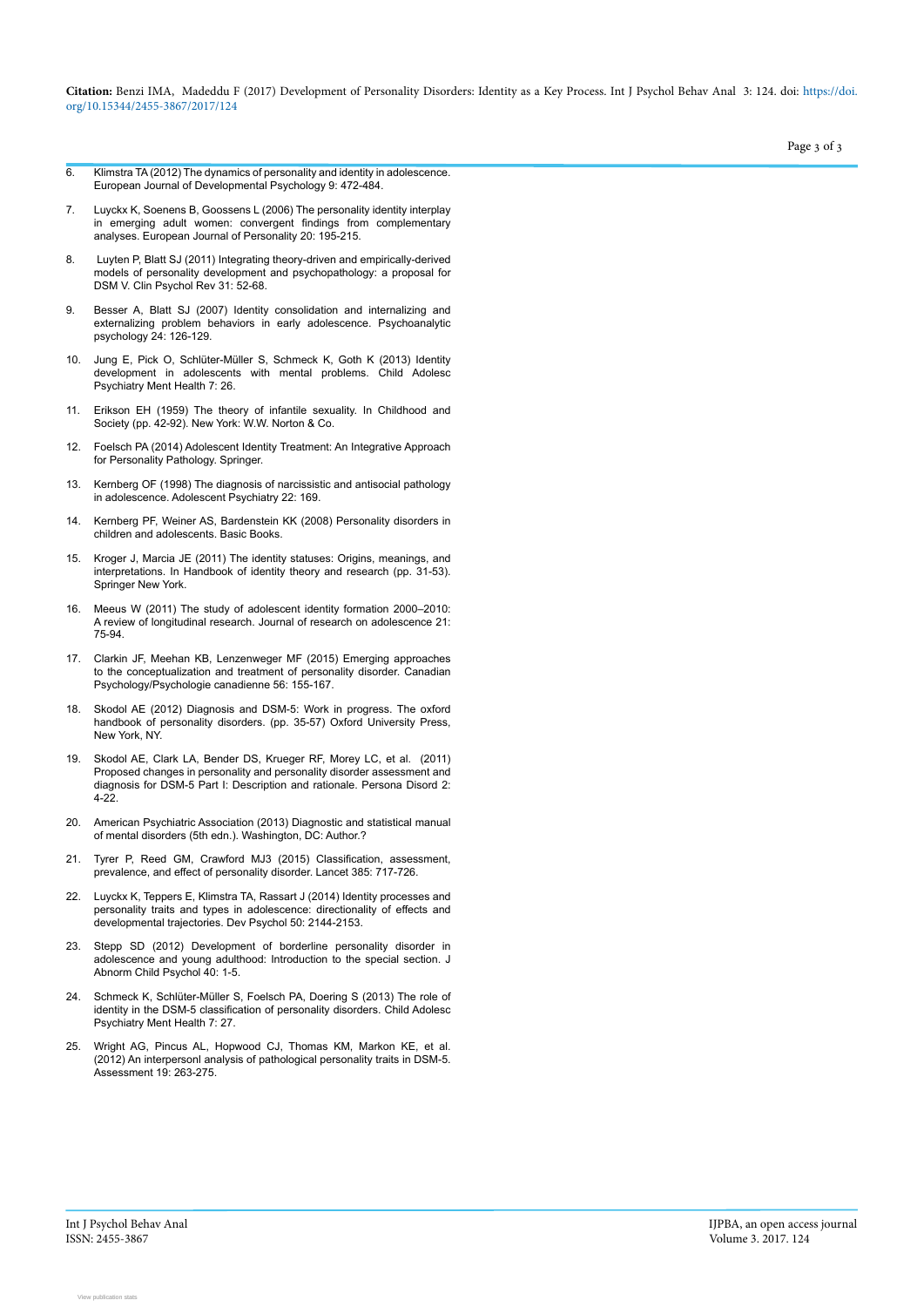6. Klimstra TA (2012) The dynamics of personality and identity in adolescence. European Journal of Developmental Psychology 9: 472-484.

7. Luyckx K, Soenens B, Goossens L (2006) The personality identity interplay in emerging adult women: convergent findings from complementary analyses. European Journal of Personality 20: 195-215.

8. Luyten P, Blatt SJ (2011) Integrating theory-driven and empirically-derived models of personality development and psychopathology: a proposal for DSM V. Clin Psychol Rev 31: 52-68.

9. Besser A, Blatt SJ (2007) Identity consolidation and internalizing and externalizing problem behaviors in early adolescence. Psychoanalytic psychology 24: 126-129.

10. Jung E, Pick O, Schlüter-Müller S, Schmeck K, Goth K (2013) Identity development in adolescents with mental problems. Child Adolesc Psychiatry Ment Health 7: 26.

11. Erikson EH (1959) The theory of infantile sexuality. In Childhood and Society (pp. 42-92). New York: W.W. Norton & Co.

12. Foelsch PA (2014) Adolescent Identity Treatment: An Integrative Approach for Personality Pathology. Springer.

13. Kernberg OF (1998) The diagnosis of narcissistic and antisocial pathology in adolescence. Adolescent Psychiatry 22: 169.

14. Kernberg PF, Weiner AS, Bardenstein KK (2008) Personality disorders in children and adolescents. Basic Books.

15. Kroger J, Marcia JE (2011) The identity statuses: Origins, meanings, and interpretations. In Handbook of identity theory and research (pp. 31-53). Springer New York.

16. Meeus W (2011) The study of adolescent identity formation 2000–2010: A review of longitudinal research. Journal of research on adolescence 21: 75-94.

17. Clarkin JF, Meehan KB, Lenzenweger MF (2015) Emerging approaches to the conceptualization and treatment of personality disorder. Canadian Psychology/Psychologie canadienne 56: 155-167.

18. Skodol AE (2012) Diagnosis and DSM-5: Work in progress. The oxford handbook of personality disorders. (pp. 35-57) Oxford University Press, New York, NY.

19. Skodol AE, Clark LA, Bender DS, Krueger RF, Morey LC, et al. (2011) Proposed changes in personality and personality disorder assessment and diagnosis for DSM-5 Part I: Description and rationale. Persona Disord 2: 4-22.

20. American Psychiatric Association (2013) Diagnostic and statistical manual of mental disorders (5th edn.). Washington, DC: Author.?

21. Tyrer P, Reed GM, Crawford MJ3 (2015) Classification, assessment, prevalence, and effect of personality disorder. Lancet 385: 717-726.

22. Luyckx K, Teppers E, Klimstra TA, Rassart J (2014) Identity processes and personality traits and types in adolescence: directionality of effects and developmental trajectories. Dev Psychol 50: 2144-2153.

23. Stepp SD (2012) Development of borderline personality disorder in adolescence and young adulthood: Introduction to the special section. J Abnorm Child Psychol 40: 1-5.

24. Schmeck K, Schlüter-Müller S, Foelsch PA, Doering S (2013) The role of identity in the DSM-5 classification of personality disorders. Child Adolesc Psychiatry Ment Health 7: 27.

25. Wright AG, Pincus AL, Hopwood CJ, Thomas KM, Markon KE, et al. (2012) An interpersonl analysis of pathological personality traits in DSM-5. Assessment 19: 263-275.